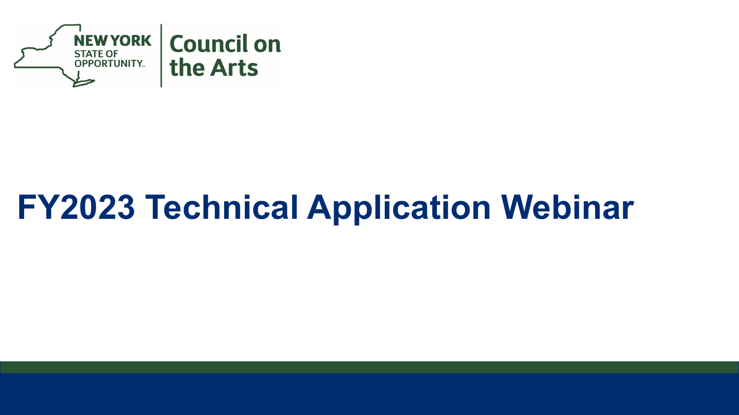NEW YORK STATE OF OPPORTUNITY | Council on the Arts

# FY2023 Technical Application Webinar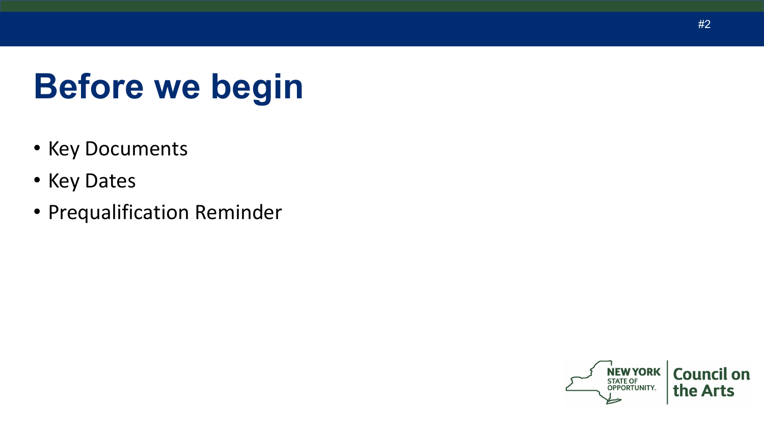# Before we begin

- Key Documents
- Key Dates
- Prequalification Reminder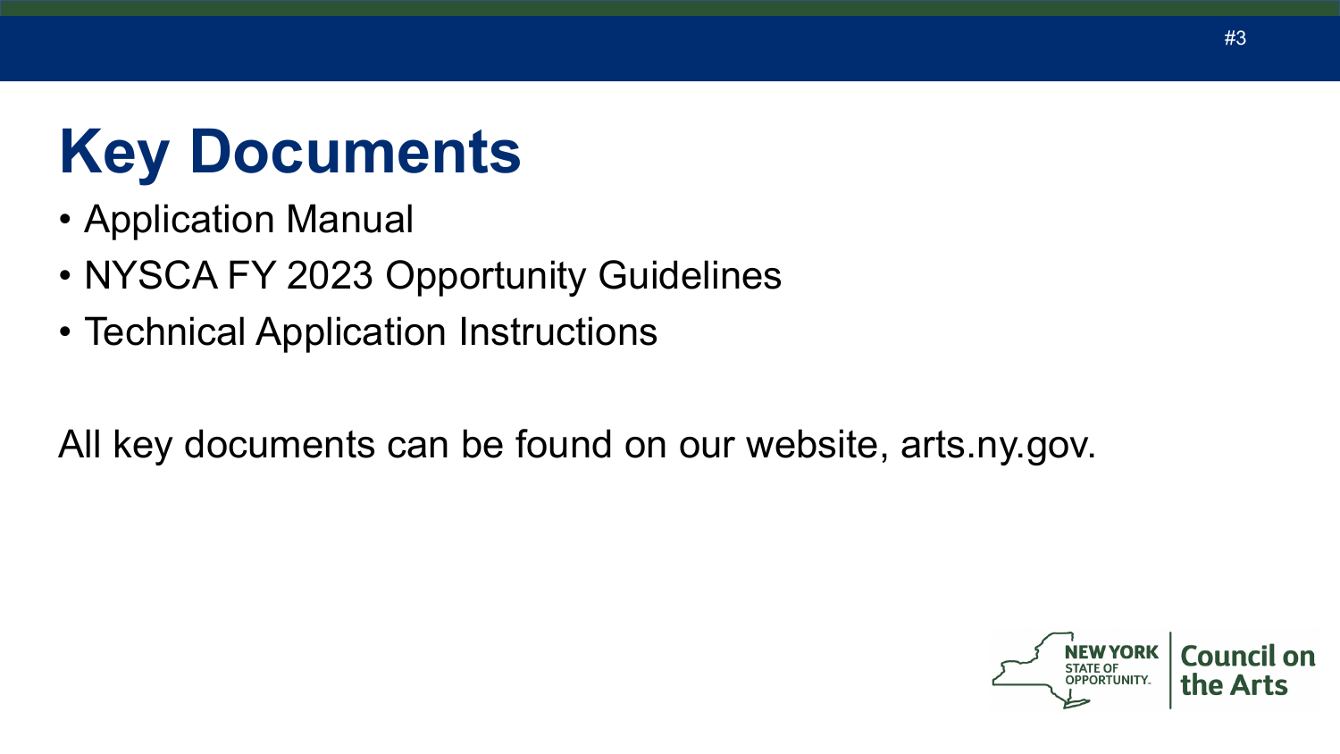# Key Documents

- Application Manual
- NYSCA FY 2023 Opportunity Guidelines
- Technical Application Instructions

All key documents can be found on our website, arts.ny.gov.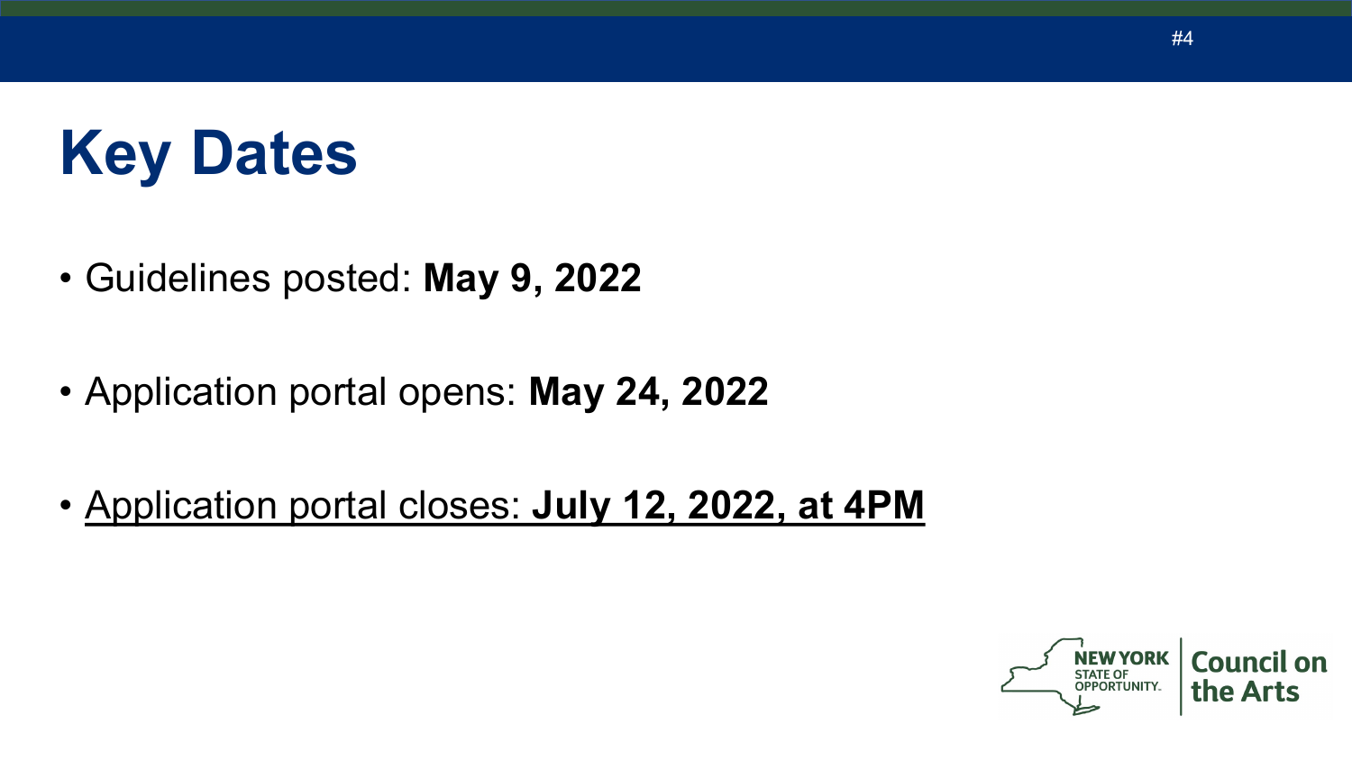# Key Dates

- Guidelines posted: **May 9, 2022**
- Application portal opens: **May 24, 2022**
- <u>Application portal closes: **July 12, 2022, at 4PM**</u>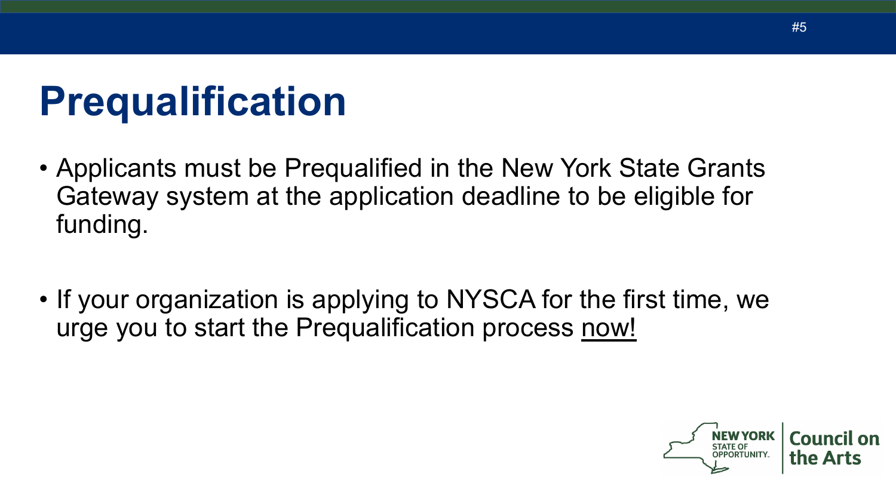# Prequalification

- Applicants must be Prequalified in the New York State Grants Gateway system at the application deadline to be eligible for funding.

- If your organization is applying to NYSCA for the first time, we urge you to start the Prequalification process now!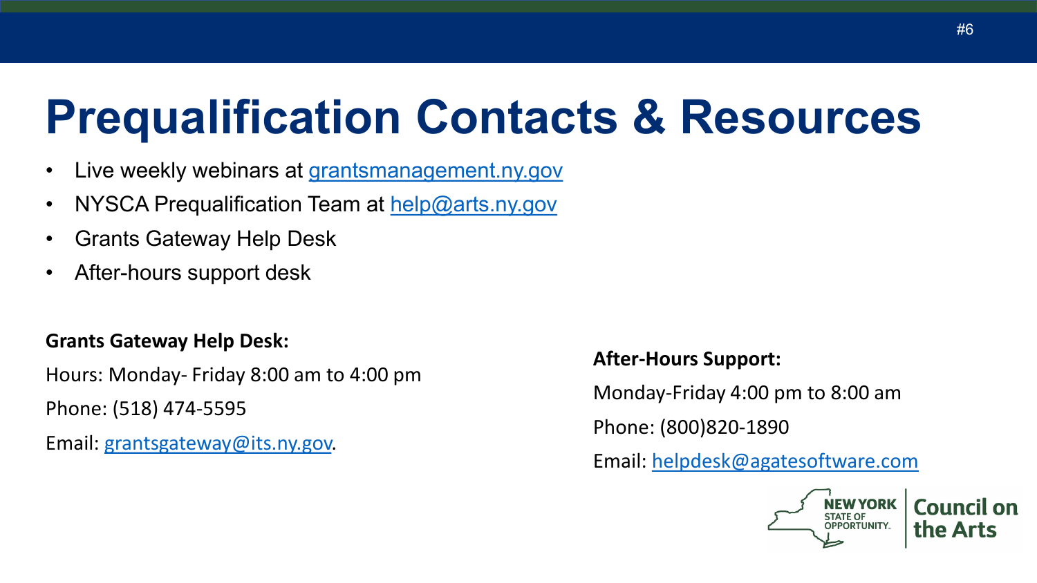# Prequalification Contacts & Resources

- Live weekly webinars at grantsmanagement.ny.gov
- NYSCA Prequalification Team at help@arts.ny.gov
- Grants Gateway Help Desk
- After-hours support desk

**Grants Gateway Help Desk:**

Hours: Monday- Friday 8:00 am to 4:00 pm

Phone: (518) 474-5595

Email: grantsgateway@its.ny.gov.

**After-Hours Support:**

Monday-Friday 4:00 pm to 8:00 am

Phone: (800)820-1890

Email: helpdesk@agatesoftware.com

NEW YORK STATE OF OPPORTUNITY. Council on the Arts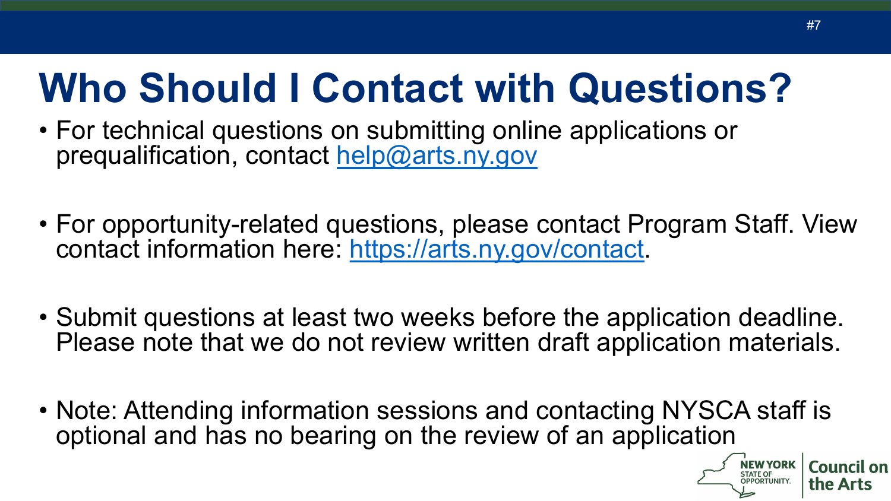# Who Should I Contact with Questions?

- For technical questions on submitting online applications or prequalification, contact help@arts.ny.gov

- For opportunity-related questions, please contact Program Staff. View contact information here: https://arts.ny.gov/contact.

- Submit questions at least two weeks before the application deadline. Please note that we do not review written draft application materials.

- Note: Attending information sessions and contacting NYSCA staff is optional and has no bearing on the review of an application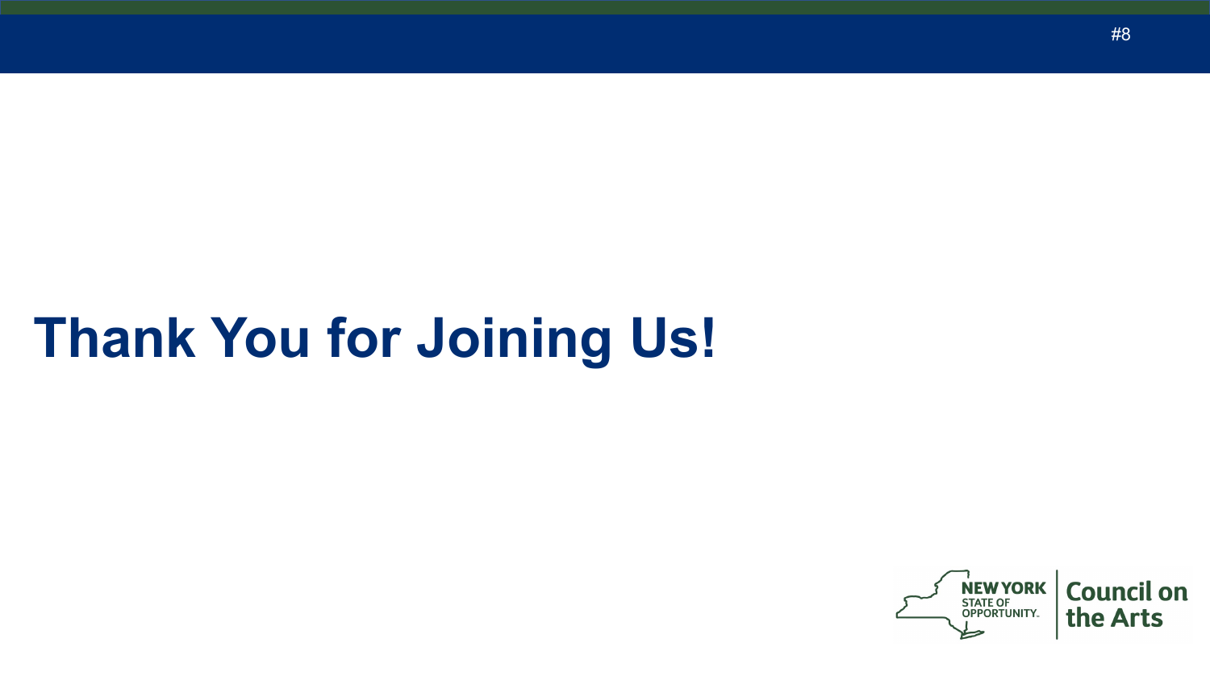# Thank You for Joining Us!

NEW YORK STATE OF OPPORTUNITY. | Council on the Arts